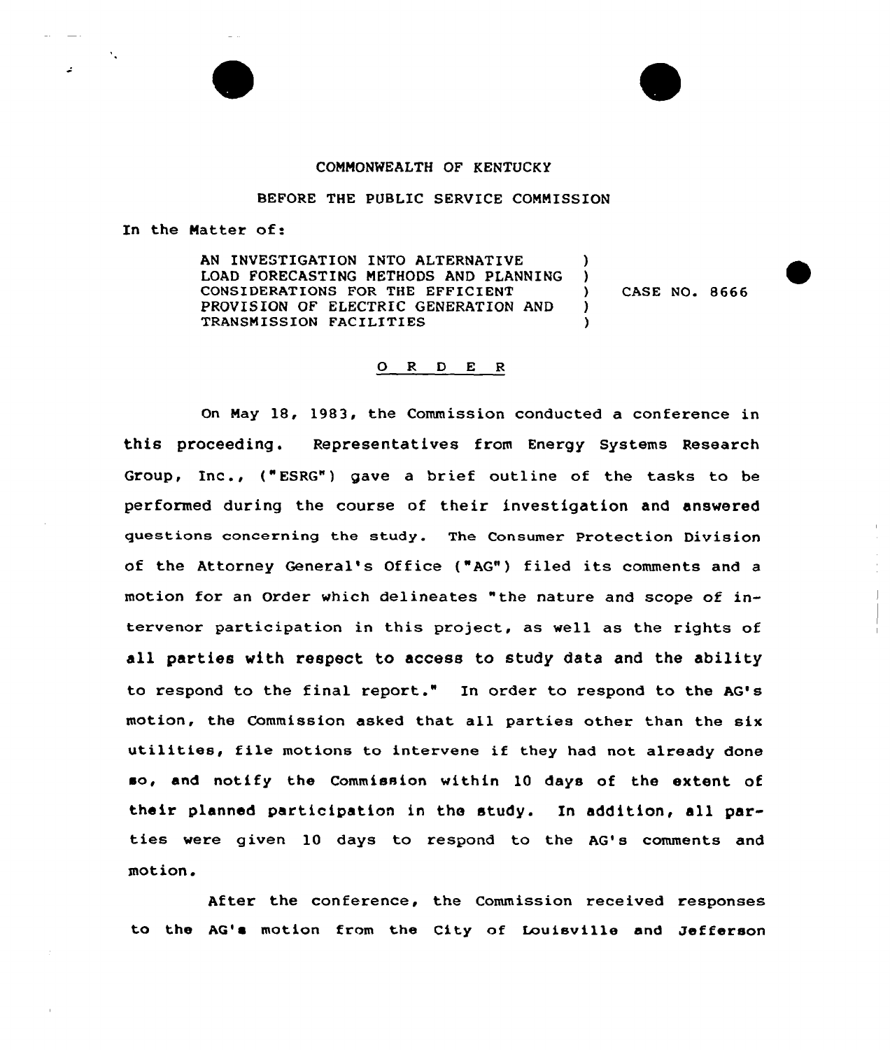COMMONWEALTH OF KENTUCKY

BEFORE THE PUBLIC SERVICE COMMISSION

In the Matter of:

AN INVESTIGATION INTO ALTERNATIVE LOAD FORECASTING METHODS AND PLANNING CONSIDERATIONS FOR THE EFFICIENT PROVISION OF ELECTRIC GENERATION AND TRANSMISSION FACILITIES ) CASE NO. 8666

## O R D E R

On May 18, 1983, the Commission conducted a conference in this proceeding. Representatives from Energy Systems Research Group, Inc., ("ESRG") gave a brief outline of the tasks to be performed during the course of their investigation and answered questions concerning the study. The Consumer Protection Division of the Attorney General's Office ("AG") filed its comments and a motion for an Order which delineates "the nature and scope of intervenor participation in this project, as well as the rights of all parties with respect to access to study data and the ability to respond to the final report." In order to respond to the AG's motion, the Commission asked that all parties other than the six utilities, file motions to intervene if they had not already done so, and notify the Commission within 10 days of the extent of their planned participation in the study. In addition, all parties were given 10 days to respond to the AG's comments and motion.

After the conference, the Commission received responses to the AG's motion from the City of Louisville and Jefferson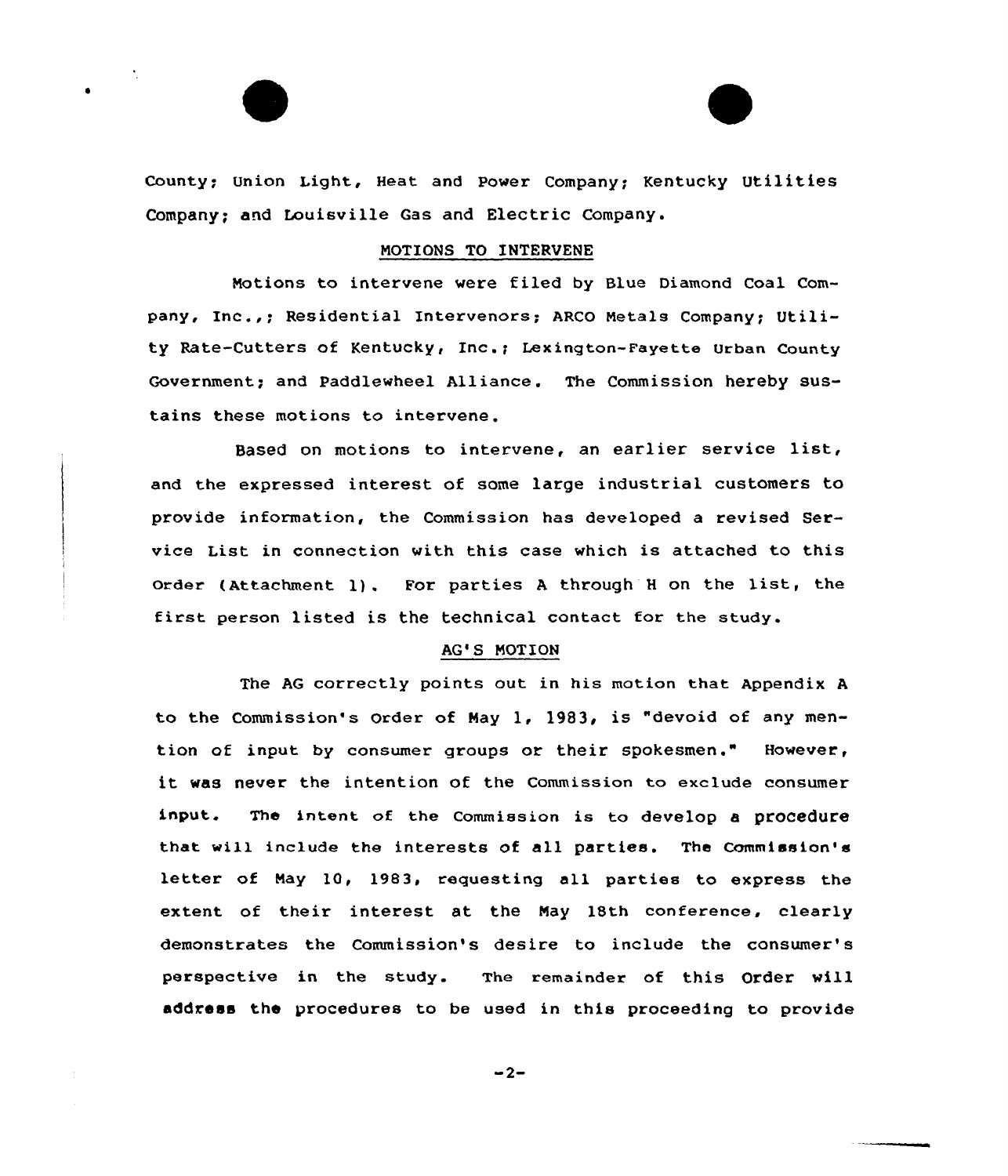County; Union Light, Heat and Power Company; Kentucky Utilities Company; and Louisville Gas and Electric Company.

## MOTIONS TO INTERVENE

Motions to intervene were filed by Blue Diamond Coal Company, Inc.,; Residential Intervenors; ARCO Metals Company; Utility Rate-Cutters of Kentucky, Inc.; Lexington-Fayette Urban County Government; and Paddlewheel Alliance. The Commission hereby sustains these motions to intervene.

Based on motions to intervene, an earlier service list, and the expressed interest of some large industrial customers to provide information, the Commission has developed a revised Service List in connection with this case which is attached to this Order (Attachment 1). For parties A through H on the list, the first person listed is the technical contact for the study.

## AG'S MOTION

The AG correctly points out in his motion that Appendix A to the Commission's Order of May 1, 1983, is "devoid of any mention of input by consumer groups or their spokesmen." However, it was never the intention of the Commission to exclude consumer input. The intent of the Commission is to develop a procedure that will include the interests of all parties. The Commission's letter of May 10, 1983, requesting all parties to express the extent of their interest at the May 18th conference, clearly demonstrates the Commission's desire to include the consumer's perspective in the study. The remainder of this Order will address the procedures to be used in this proceeding to provide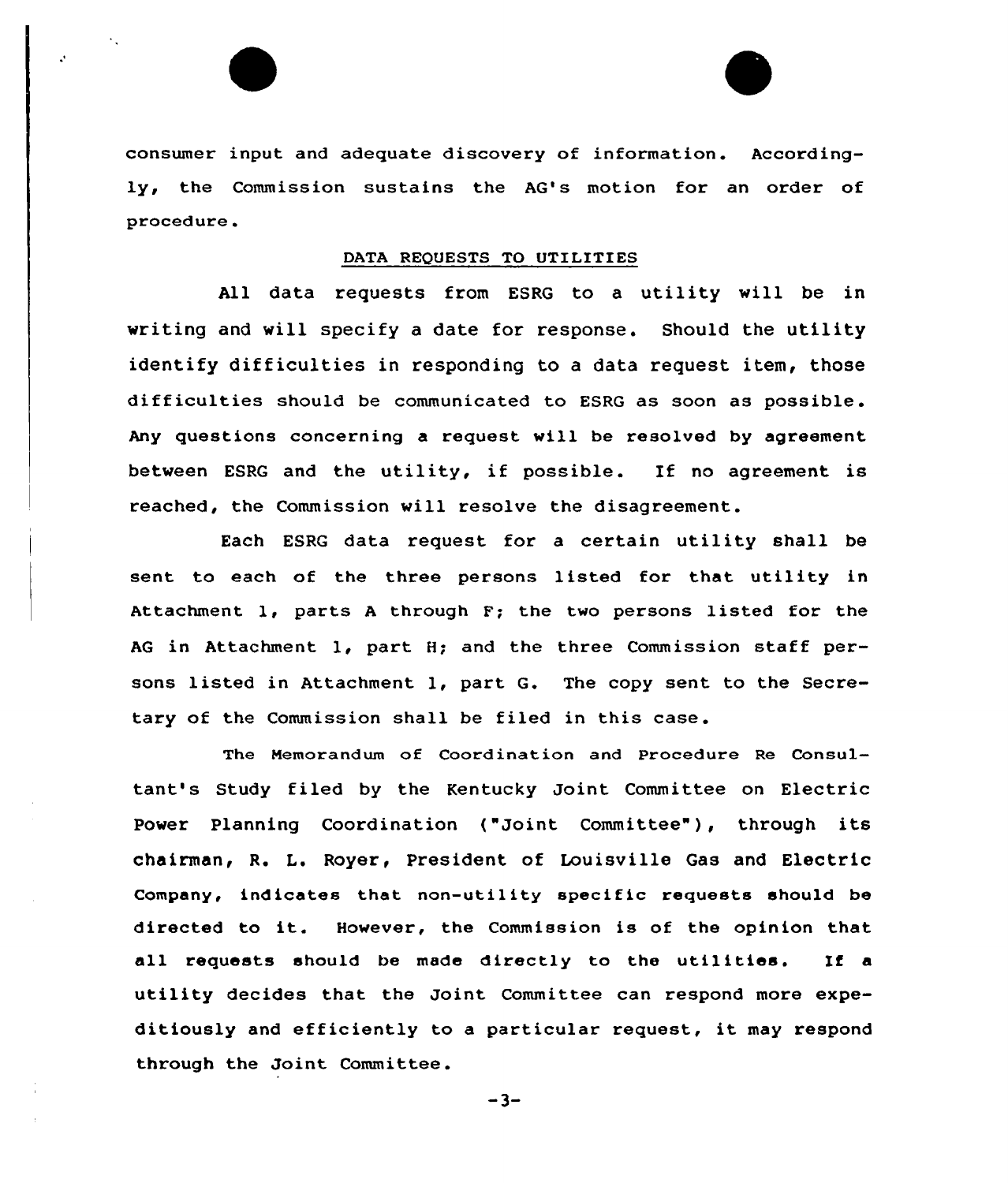consumer input and adequate discovery of information. Accordingly, the Commission sustains the AG's motion for an order of procedure.

## DATA REQUESTS TO UTILITIES

All data requests from ESRG to a utility will be in writing and will specify a date for response. Should the utility identify difficulties in responding to a data request item, those difficulties should be communicated to ESRG as soon as possible. Any questions concerning a request will be resolved by agreement between ESRG and the utility, if possible. If no agreement is reached, the Commission will resolve the disagreement.

Each ESRG data request for a certain utility shall be sent to each of the three persons listed for that utility in Attachment 1, parts A through F; the two persons listed for the AG in Attachment 1, part H; and the three Commission staff persons listed in Attachment 1, part G. The copy sent to the Secretary of the Commission shall be filed in this case.

The Memorandum of Coordination and Procedure Re Consultant's Study filed by the Kentucky Joint Committee on Electric Power Planning Coordination ("Joint Committee"), through its chairman, R. L. Royer, President of Louisville Gas and Electric Company, indicates that non-utility specific requests should be directed to it. However, the Commission is of the opinion that all requests should be made directly to the utilities. If a utility decides that the Joint Committee can respond more expeditiously and efficiently to a particular request, it may respond through the Joint Committee.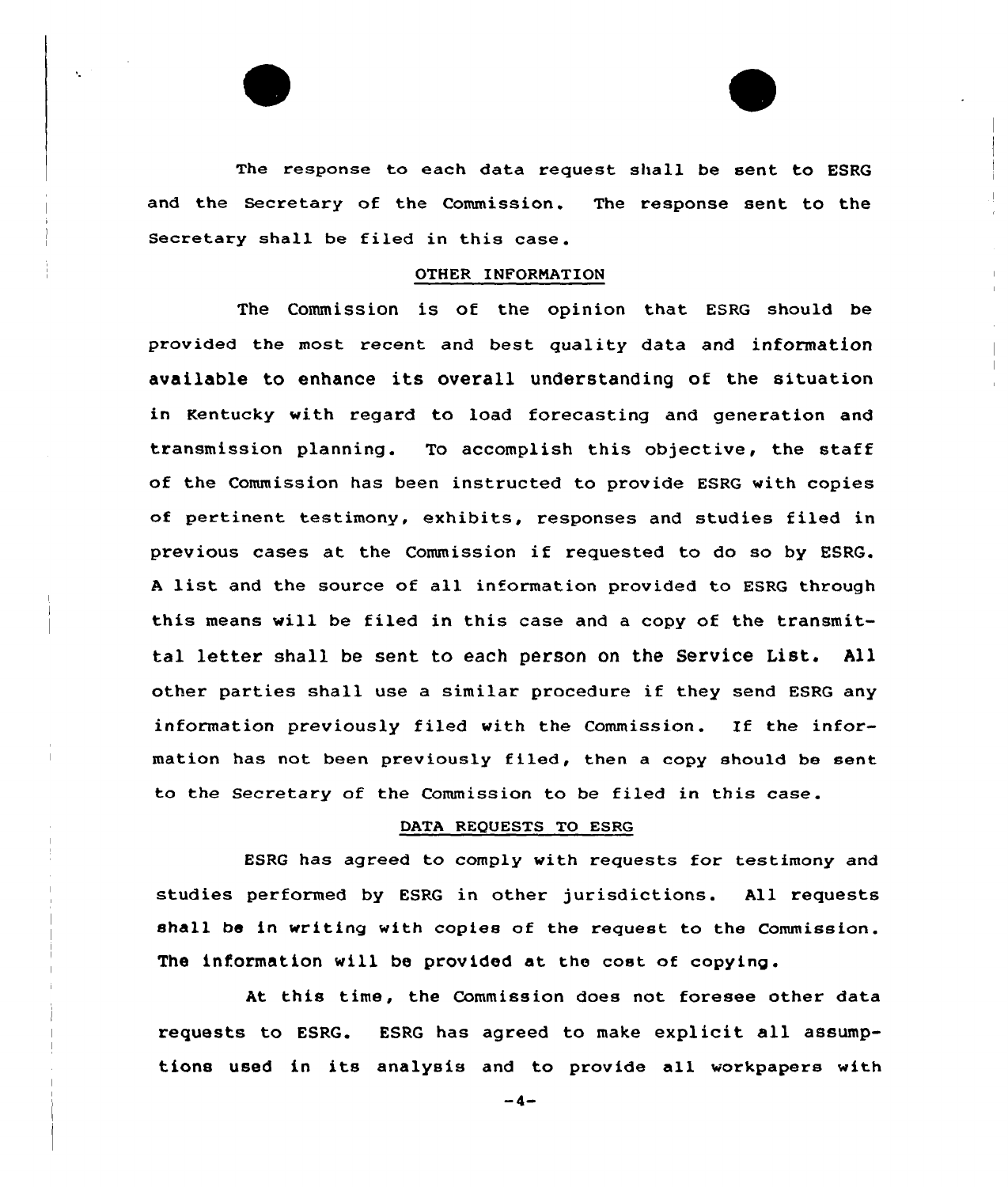The response to each data request shall be sent to ESRG and the Secretary of the Commission. The response sent to the Secretary shall be filed in this case.

## OTHER INFORMATION

The Commission is of the opinion that ESRG should be provided the most recent and best quality data and information available to enhance its overall understanding of the situation in Kentucky with regard to load forecasting and generation and transmission planning. To accomplish this objective, the staff of the Commission has been instructed to provide ESRG with copies of pertinent testimony, exhibits, responses and studies filed in previous cases at the Commission if requested to do so by ESRG. A list and the source of all information provided to ESRG through this means will be filed in this case and a copy of the transmittal letter shall be sent to each person on the Service List. All other parties shall use a similar procedure if they send ESRG any information previously filed with the Commission. If the information has not been previously filed, then a copy should be sent to the Secretary of the Commission to be filed in this case.

## DATA REQUESTS TO ESRG

ESRG has agreed to comply with requests for testimony and studies performed by ESRG in other jurisdictions. All requests shall be in writing with copies of the request to the Commission. The information will be provided at the cost of copying.

At this time, the Commission does not foresee other data requests to ESRG. ESRG has agreed to make explicit all assumptions used in its analysis and to provide all workpapers with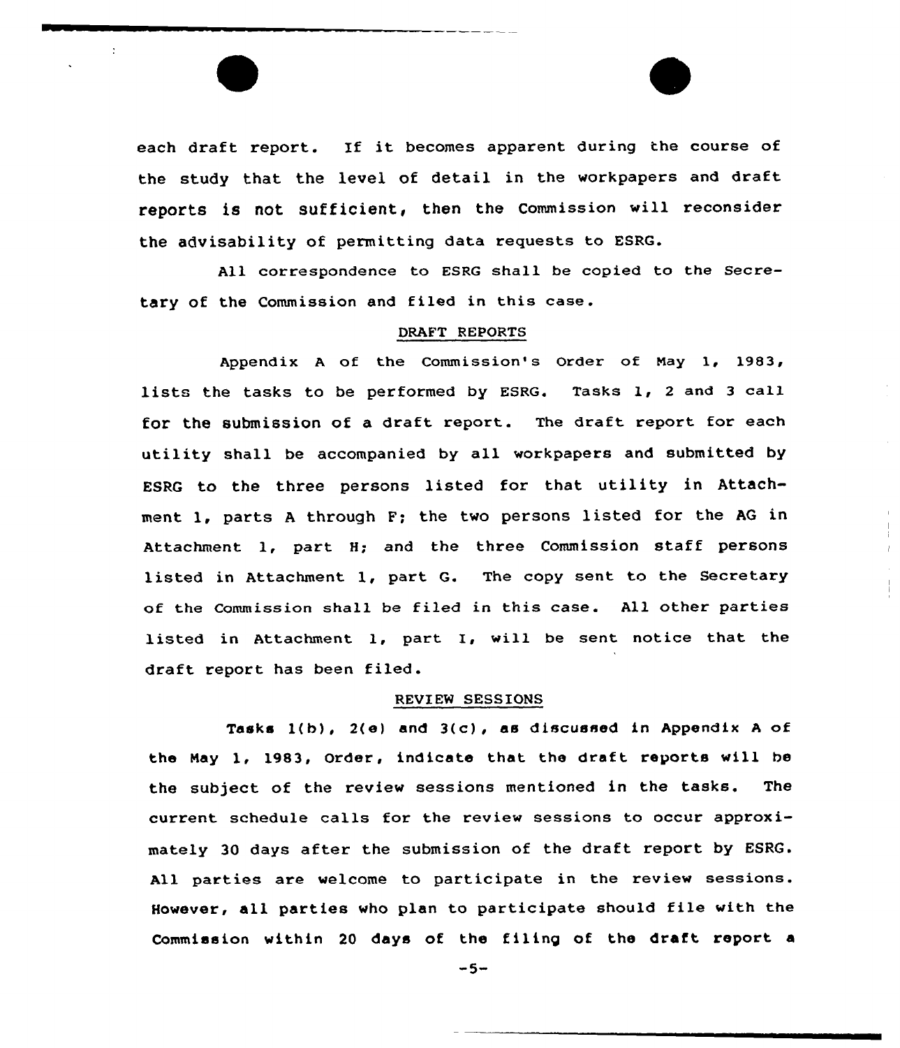each draft report. If it becomes apparent during the course of the study that the level of detail in the workpapers and draft reports is not sufficient, then the Commission will reconsider the advisability of permitting data requests to ESRG.

All correspondence to ESRG shall be copied to the Secretary of the Commission and filed in this case.

## DRAFT REPORTS

Appendix A of the Commission's Order of May 1, 1983, lists the tasks to be performed by ESRG. Tasks 1, 2 and 3 call for the submission of a draft report. The draft report for each utility shall be accompanied by all workpapers and submitted by ESRG to the three persons listed for that utility in Attachment 1, parts A through F; the two persons listed for the AG in Attachment 1, part H; and the three Commission staff persons listed in Attachment 1, part G. The copy sent to the Secretary of the Commission shall be filed in this case. All other parties listed in Attachment 1, part I, will be sent notice that the draft report has been filed.

## REVIEW SESSIONS

Tasks 1(b), 2(e) and 3(c), as discussed in Appendix A of the May 1, 1983, Order, indicate that the draft reports will be the subject of the review sessions mentioned in the tasks. The current schedule calls for the review sessions to occur approximately 30 days after the submission of the draft report by ESRG. All parties are welcome to participate in the review sessions. However, all parties who plan to participate should file with the Commission within 20 days of the filing of the draft report a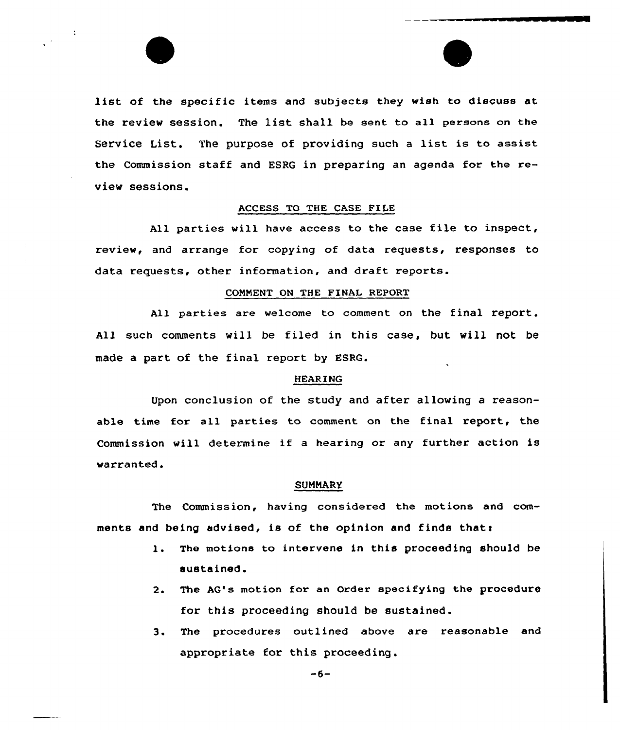list of the specific items and subjects they wish to discuss at the review session. The list shall be sent to all persons on the Service List. The purpose of providing such a list is to assist the Commission staff and ESRG in preparing an agenda for the review sessions.

## ACCESS TO THE CASE FILE

All parties will have access to the case file to inspect, review, and arrange for copying of data requests, responses to data requests, other information, and draft reports.

## COMMENT ON THE FINAL REPORT

All parties are welcome to comment on the final report. All such comments will be filed in this case, but will not be made a part of the final report by ESRG.

## HEARING

Upon conclusion of the study and after allowing a reasonable time for all parties to comment on the final report, the Commission will determine if a hearing or any further action is warranted.

## SUMMARY

The Commission, having considered the motions and comments and being advised, is of the opinion and finds that:

1. The motions to intervene in this proceeding should be sustained.
2. The AG's motion for an Order specifying the procedure for this proceeding should be sustained.
3. The procedures outlined above are reasonable and appropriate for this proceeding.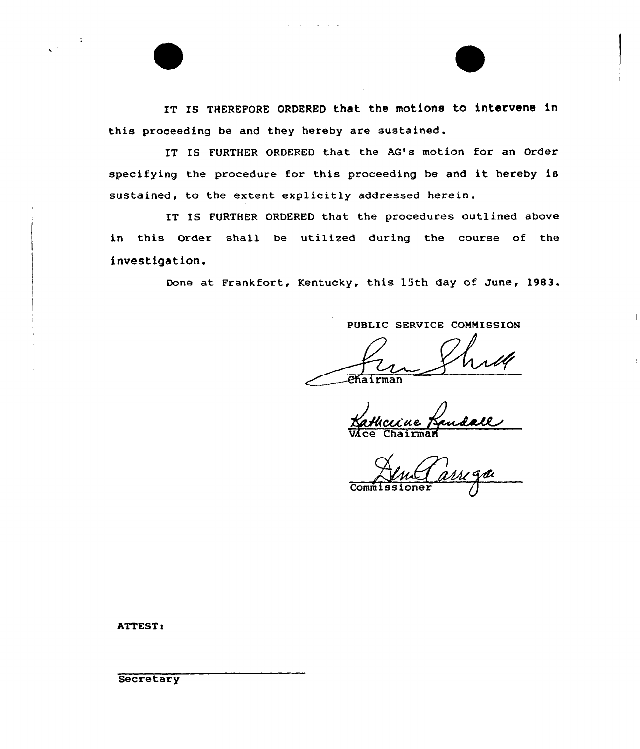IT IS THEREFORE ORDERED that the motions to intervene in this proceeding be and they hereby are sustained.

IT IS FURTHER ORDERED that the AG's motion for an Order specifying the procedure for this proceeding be and it hereby is sustained, to the extent explicitly addressed herein.

IT IS FURTHER ORDERED that the procedures outlined above in this Order shall be utilized during the course of the investigation.

Done at Frankfort, Kentucky, this 15th day of June, 1983.

PUBLIC SERVICE COMMISSION

Chairman

Vice Chairman

Commissioner

ATTEST:

Secretary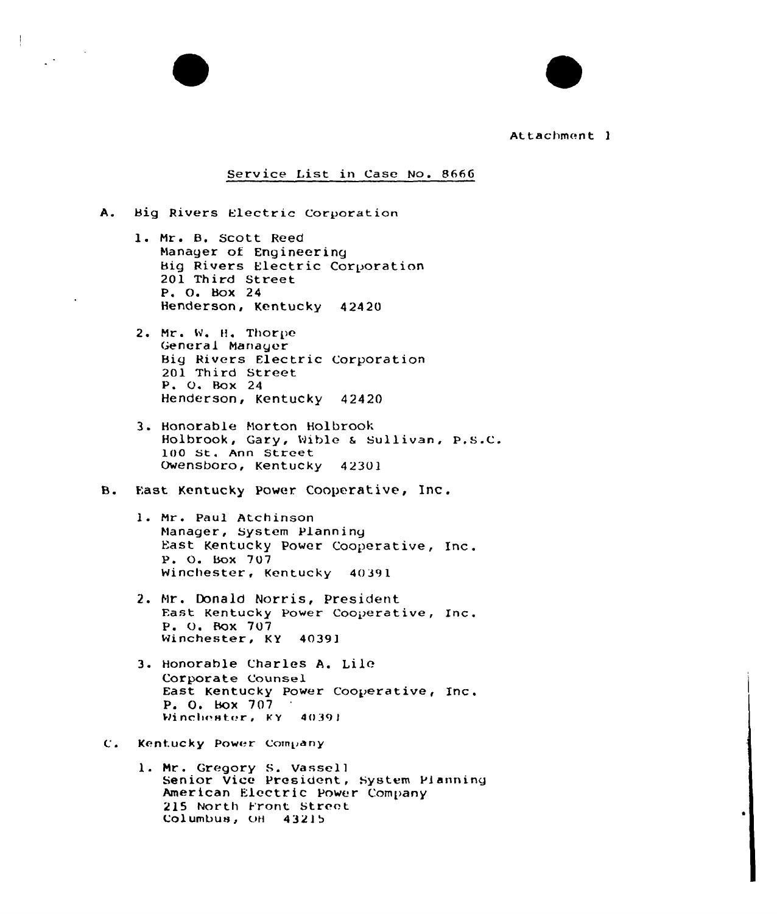Attachment 1

Service List in Case No. 8666

A. Big Rivers Electric Corporation

1. Mr. B. Scott Reed
   Manager of Engineering
   Big Rivers Electric Corporation
   201 Third Street
   P. O. Box 24
   Henderson, Kentucky 42420

2. Mr. W. H. Thorpe
   General Manager
   Big Rivers Electric Corporation
   201 Third Street
   P. O. Box 24
   Henderson, Kentucky 42420

3. Honorable Morton Holbrook
   Holbrook, Gary, Wible & Sullivan, P.S.C.
   100 St. Ann Street
   Owensboro, Kentucky 42301

B. East Kentucky Power Cooperative, Inc.

1. Mr. Paul Atchinson
   Manager, System Planning
   East Kentucky Power Cooperative, Inc.
   P. O. Box 707
   Winchester, Kentucky 40391

2. Mr. Donald Norris, President
   East Kentucky Power Cooperative, Inc.
   P. O. Box 707
   Winchester, KY 40391

3. Honorable Charles A. Lile
   Corporate Counsel
   East Kentucky Power Cooperative, Inc.
   P. O. Box 707
   Winchester, KY 40391

C. Kentucky Power Company

1. Mr. Gregory S. Vassell
   Senior Vice President, System Planning
   American Electric Power Company
   215 North Front Street
   Columbus, OH 43215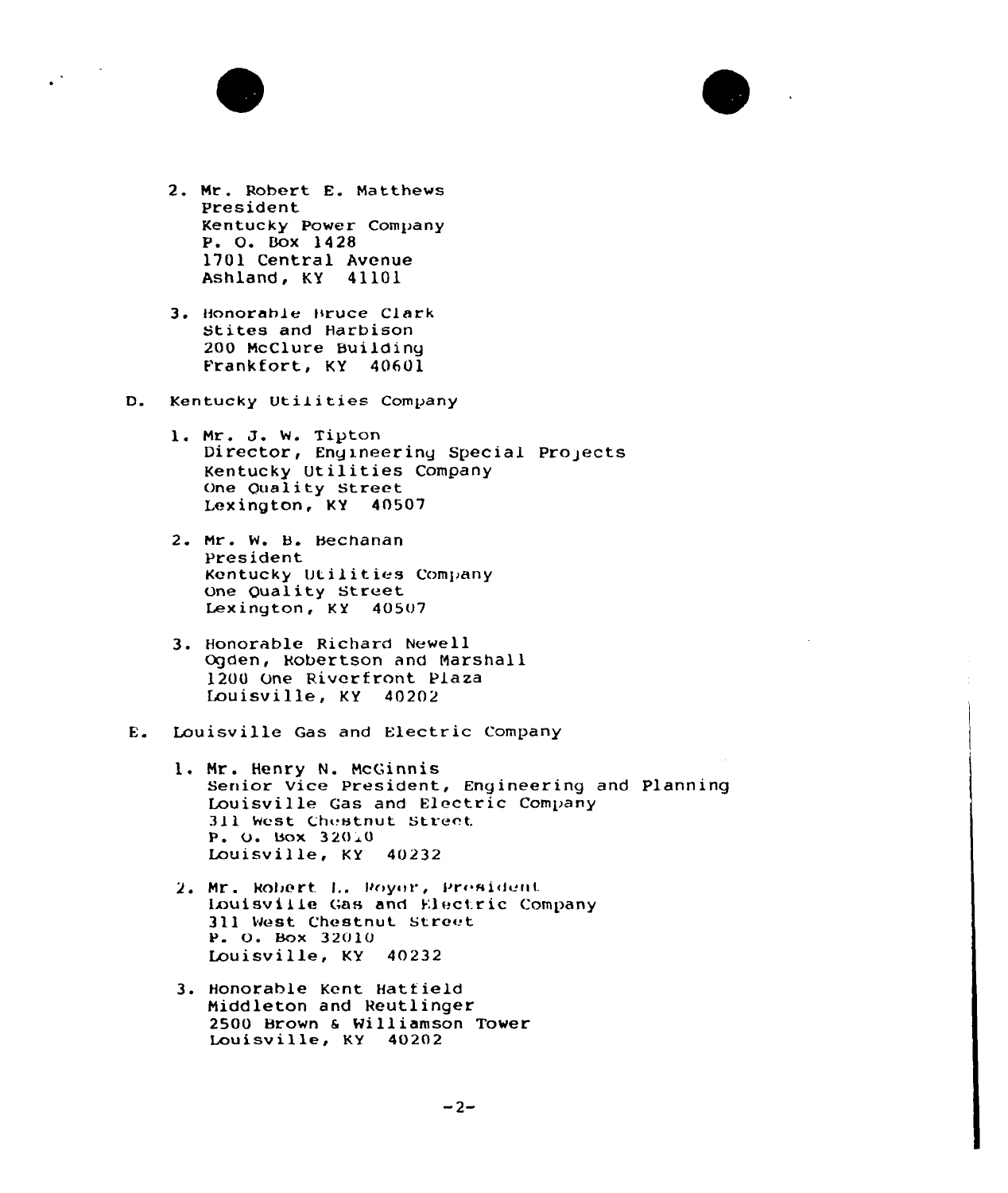2. Mr. Robert E. Matthews
   President
   Kentucky Power Company
   P. O. Box 1428
   1701 Central Avenue
   Ashland, KY 41101

3. Honorable Bruce Clark
   Stites and Harbison
   200 McClure Building
   Frankfort, KY 40601

D. Kentucky Utilities Company

1. Mr. J. W. Tipton
   Director, Engineering Special Projects
   Kentucky Utilities Company
   One Quality Street
   Lexington, KY 40507

2. Mr. W. B. Bechanan
   President
   Kentucky Utilities Company
   One Quality Street
   Lexington, KY 40507

3. Honorable Richard Newell
   Ogden, Robertson and Marshall
   1200 One Riverfront Plaza
   Louisville, KY 40202

E. Louisville Gas and Electric Company

1. Mr. Henry N. McGinnis
   Senior Vice President, Engineering and Planning
   Louisville Gas and Electric Company
   311 West Chestnut Street
   P. O. Box 32010
   Louisville, KY 40232

2. Mr. Robert L. Royer, President
   Louisville Gas and Electric Company
   311 West Chestnut Street
   P. O. Box 32010
   Louisville, KY 40232

3. Honorable Kent Hatfield
   Middleton and Reutlinger
   2500 Brown & Williamson Tower
   Louisville, KY 40202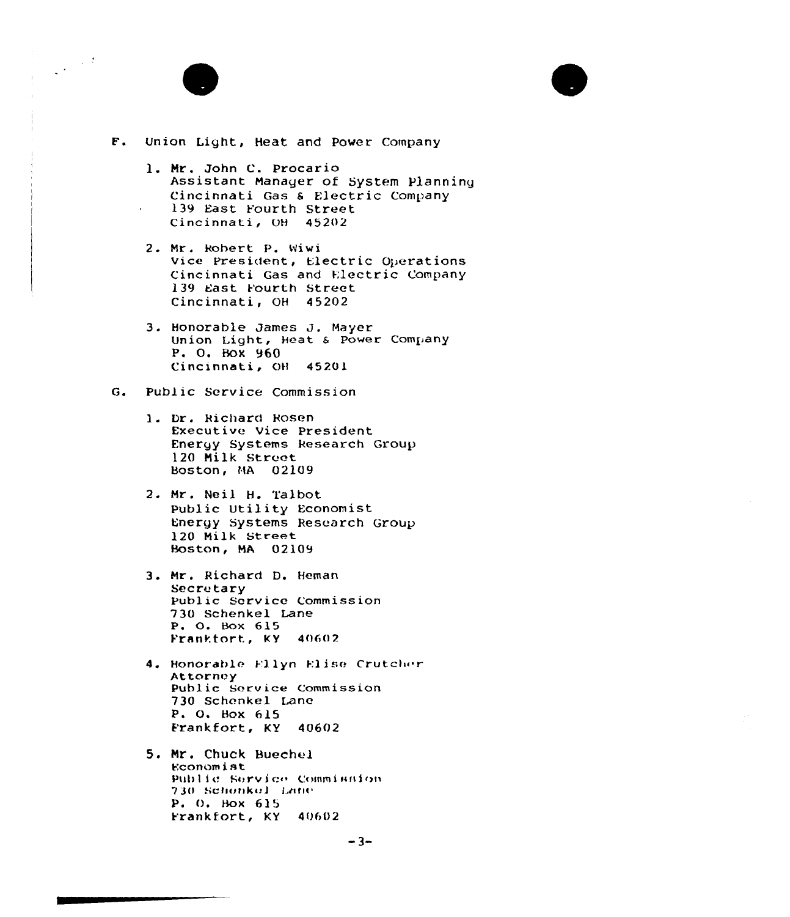F. Union Light, Heat and Power Company

1. Mr. John C. Procario
   Assistant Manager of System Planning
   Cincinnati Gas & Electric Company
   139 East Fourth Street
   Cincinnati, OH 45202

2. Mr. Robert P. Wiwi
   Vice President, Electric Operations
   Cincinnati Gas and Electric Company
   139 East Fourth Street
   Cincinnati, OH 45202

3. Honorable James J. Mayer
   Union Light, Heat & Power Company
   P. O. Box 960
   Cincinnati, OH 45201

G. Public Service Commission

1. Dr. Richard Rosen
   Executive Vice President
   Energy Systems Research Group
   120 Milk Street
   Boston, MA 02109

2. Mr. Neil H. Talbot
   Public Utility Economist
   Energy Systems Research Group
   120 Milk Street
   Boston, MA 02109

3. Mr. Richard D. Heman
   Secretary
   Public Service Commission
   730 Schenkel Lane
   P. O. Box 615
   Frankfort, KY 40602

4. Honorable Ellyn Elise Crutcher
   Attorney
   Public Service Commission
   730 Schenkel Lane
   P. O. Box 615
   Frankfort, KY 40602

5. Mr. Chuck Buechel
   Economist
   Public Service Commission
   730 Schenkel Lane
   P. O. Box 615
   Frankfort, KY 40602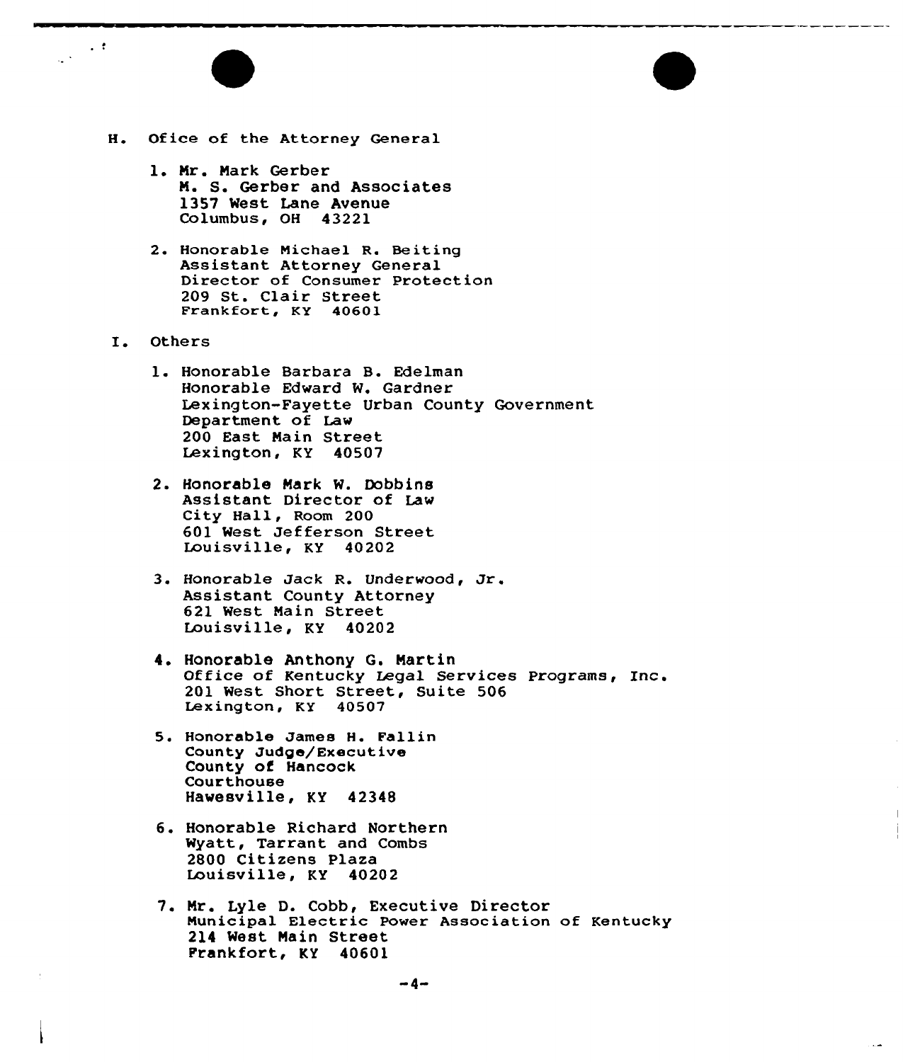H. Ofice of the Attorney General

1. Mr. Mark Gerber
   M. S. Gerber and Associates
   1357 West Lane Avenue
   Columbus, OH 43221

2. Honorable Michael R. Beiting
   Assistant Attorney General
   Director of Consumer Protection
   209 St. Clair Street
   Frankfort, KY 40601

I. Others

1. Honorable Barbara B. Edelman
   Honorable Edward W. Gardner
   Lexington-Fayette Urban County Government
   Department of Law
   200 East Main Street
   Lexington, KY 40507

2. Honorable Mark W. Dobbins
   Assistant Director of Law
   City Hall, Room 200
   601 West Jefferson Street
   Louisville, KY 40202

3. Honorable Jack R. Underwood, Jr.
   Assistant County Attorney
   621 West Main Street
   Louisville, KY 40202

4. Honorable Anthony G. Martin
   Office of Kentucky Legal Services Programs, Inc.
   201 West Short Street, Suite 506
   Lexington, KY 40507

5. Honorable James H. Fallin
   County Judge/Executive
   County of Hancock
   Courthouse
   Hawesville, KY 42348

6. Honorable Richard Northern
   Wyatt, Tarrant and Combs
   2800 Citizens Plaza
   Louisville, KY 40202

7. Mr. Lyle D. Cobb, Executive Director
   Municipal Electric Power Association of Kentucky
   214 West Main Street
   Frankfort, KY 40601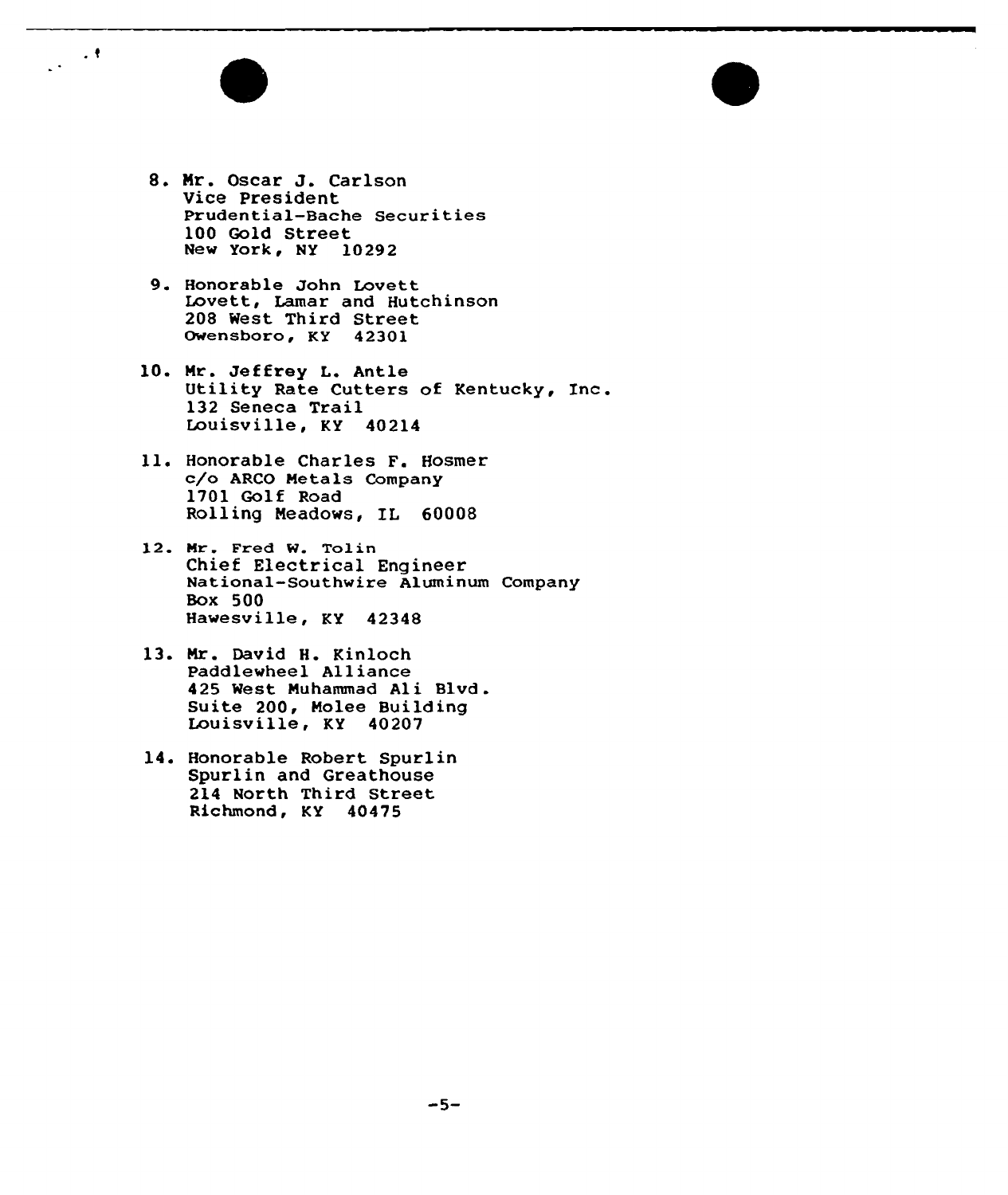8. Mr. Oscar J. Carlson
   Vice President
   Prudential-Bache Securities
   100 Gold Street
   New York, NY 10292

9. Honorable John Lovett
   Lovett, Lamar and Hutchinson
   208 West Third Street
   Owensboro, KY 42301

10. Mr. Jeffrey L. Antle
    Utility Rate Cutters of Kentucky, Inc.
    132 Seneca Trail
    Louisville, KY 40214

11. Honorable Charles F. Hosmer
    c/o ARCO Metals Company
    1701 Golf Road
    Rolling Meadows, IL 60008

12. Mr. Fred W. Tolin
    Chief Electrical Engineer
    National-Southwire Aluminum Company
    Box 500
    Hawesville, KY 42348

13. Mr. David H. Kinloch
    Paddlewheel Alliance
    425 West Muhammad Ali Blvd.
    Suite 200, Molee Building
    Louisville, KY 40207

14. Honorable Robert Spurlin
    Spurlin and Greathouse
    214 North Third Street
    Richmond, KY 40475